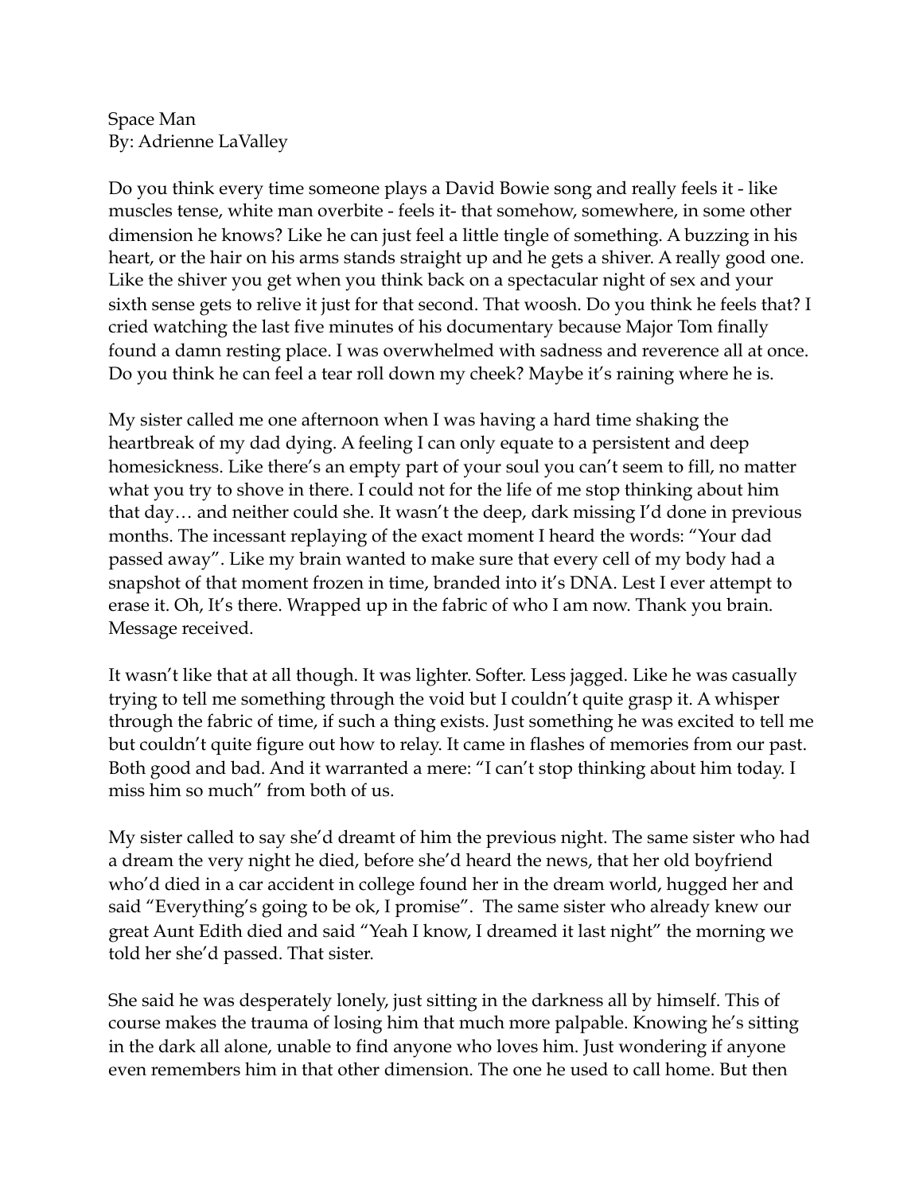Space Man
By: Adrienne LaValley

Do you think every time someone plays a David Bowie song and really feels it - like muscles tense, white man overbite - feels it- that somehow, somewhere, in some other dimension he knows? Like he can just feel a little tingle of something. A buzzing in his heart, or the hair on his arms stands straight up and he gets a shiver. A really good one. Like the shiver you get when you think back on a spectacular night of sex and your sixth sense gets to relive it just for that second. That woosh. Do you think he feels that? I cried watching the last five minutes of his documentary because Major Tom finally found a damn resting place. I was overwhelmed with sadness and reverence all at once. Do you think he can feel a tear roll down my cheek? Maybe it's raining where he is.

My sister called me one afternoon when I was having a hard time shaking the heartbreak of my dad dying. A feeling I can only equate to a persistent and deep homesickness. Like there's an empty part of your soul you can't seem to fill, no matter what you try to shove in there. I could not for the life of me stop thinking about him that day… and neither could she. It wasn't the deep, dark missing I'd done in previous months. The incessant replaying of the exact moment I heard the words: "Your dad passed away". Like my brain wanted to make sure that every cell of my body had a snapshot of that moment frozen in time, branded into it's DNA. Lest I ever attempt to erase it. Oh, It's there. Wrapped up in the fabric of who I am now. Thank you brain. Message received.

It wasn't like that at all though. It was lighter. Softer. Less jagged. Like he was casually trying to tell me something through the void but I couldn't quite grasp it. A whisper through the fabric of time, if such a thing exists. Just something he was excited to tell me but couldn't quite figure out how to relay. It came in flashes of memories from our past. Both good and bad. And it warranted a mere: "I can't stop thinking about him today. I miss him so much" from both of us.

My sister called to say she'd dreamt of him the previous night. The same sister who had a dream the very night he died, before she'd heard the news, that her old boyfriend who'd died in a car accident in college found her in the dream world, hugged her and said "Everything's going to be ok, I promise". The same sister who already knew our great Aunt Edith died and said "Yeah I know, I dreamed it last night" the morning we told her she'd passed. That sister.

She said he was desperately lonely, just sitting in the darkness all by himself. This of course makes the trauma of losing him that much more palpable. Knowing he's sitting in the dark all alone, unable to find anyone who loves him. Just wondering if anyone even remembers him in that other dimension. The one he used to call home. But then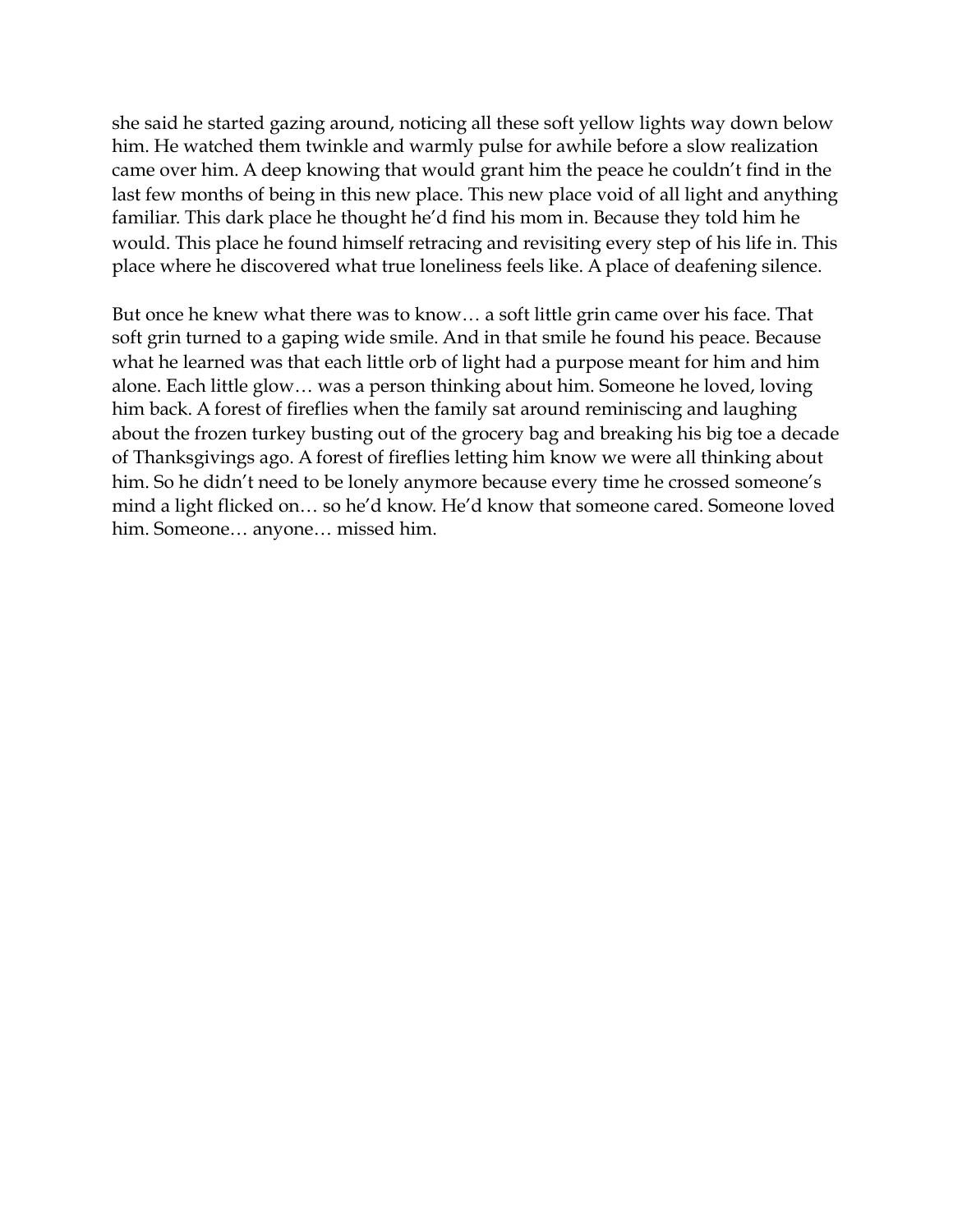she said he started gazing around, noticing all these soft yellow lights way down below him. He watched them twinkle and warmly pulse for awhile before a slow realization came over him. A deep knowing that would grant him the peace he couldn't find in the last few months of being in this new place. This new place void of all light and anything familiar. This dark place he thought he'd find his mom in. Because they told him he would. This place he found himself retracing and revisiting every step of his life in. This place where he discovered what true loneliness feels like. A place of deafening silence.

But once he knew what there was to know… a soft little grin came over his face. That soft grin turned to a gaping wide smile. And in that smile he found his peace. Because what he learned was that each little orb of light had a purpose meant for him and him alone. Each little glow… was a person thinking about him. Someone he loved, loving him back. A forest of fireflies when the family sat around reminiscing and laughing about the frozen turkey busting out of the grocery bag and breaking his big toe a decade of Thanksgivings ago. A forest of fireflies letting him know we were all thinking about him. So he didn't need to be lonely anymore because every time he crossed someone's mind a light flicked on… so he'd know. He'd know that someone cared. Someone loved him. Someone… anyone… missed him.